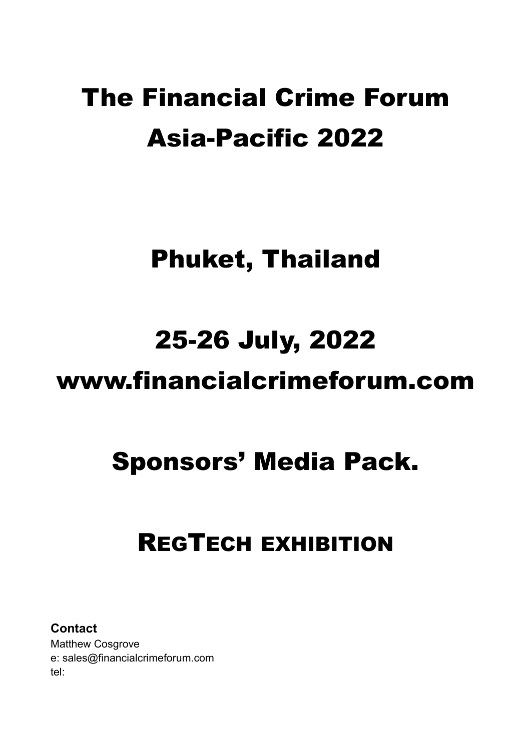# The Financial Crime Forum Asia-Pacific 2022

## Phuket, Thailand

## 25-26 July, 2022

## www.financialcrimeforum.com

## Sponsors' Media Pack.

## REGTECH EXHIBITION

**Contact**
Matthew Cosgrove
e: sales@financialcrimeforum.com
tel: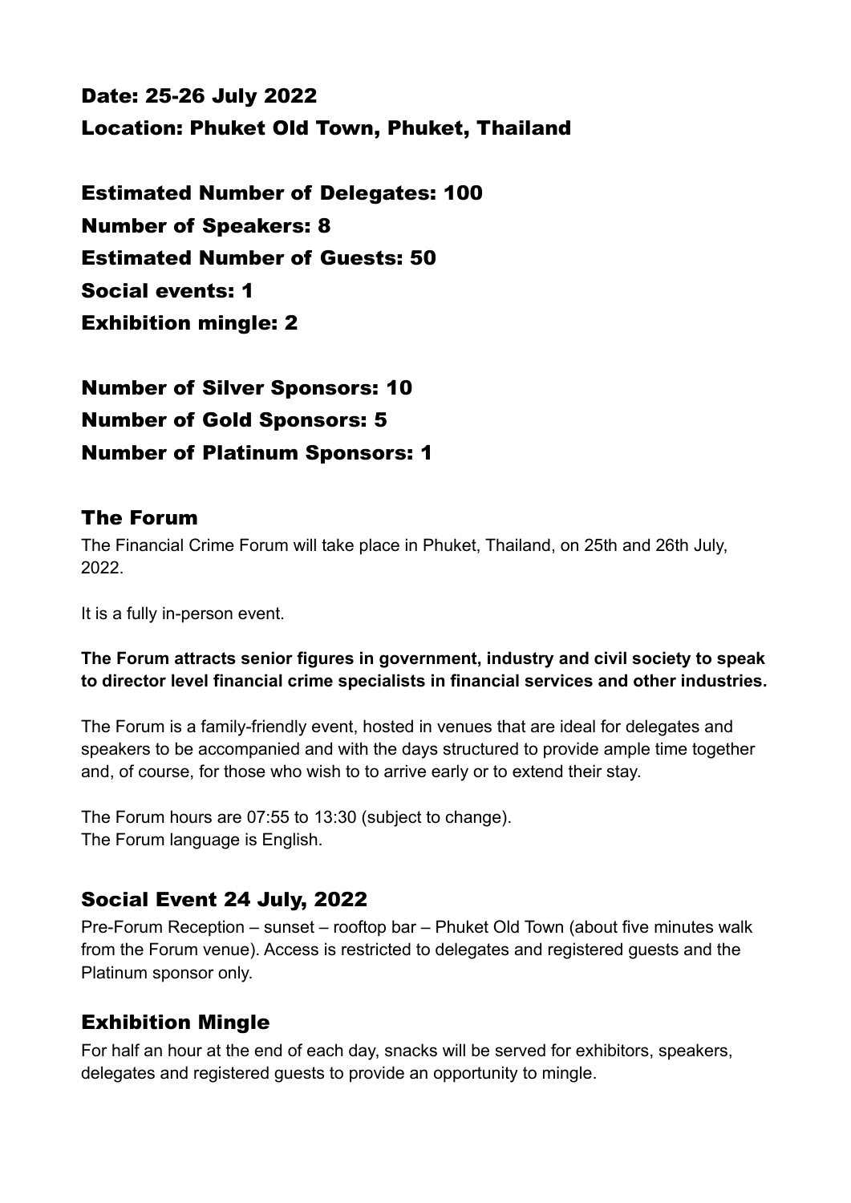**Date: 25-26 July 2022**
**Location: Phuket Old Town, Phuket, Thailand**

**Estimated Number of Delegates: 100**
**Number of Speakers: 8**
**Estimated Number of Guests: 50**
**Social events: 1**
**Exhibition mingle: 2**

**Number of Silver Sponsors: 10**
**Number of Gold Sponsors: 5**
**Number of Platinum Sponsors: 1**

## The Forum

The Financial Crime Forum will take place in Phuket, Thailand, on 25th and 26th July, 2022.

It is a fully in-person event.

**The Forum attracts senior figures in government, industry and civil society to speak to director level financial crime specialists in financial services and other industries.**

The Forum is a family-friendly event, hosted in venues that are ideal for delegates and speakers to be accompanied and with the days structured to provide ample time together and, of course, for those who wish to to arrive early or to extend their stay.

The Forum hours are 07:55 to 13:30 (subject to change).
The Forum language is English.

## Social Event 24 July, 2022

Pre-Forum Reception – sunset – rooftop bar – Phuket Old Town (about five minutes walk from the Forum venue). Access is restricted to delegates and registered guests and the Platinum sponsor only.

## Exhibition Mingle

For half an hour at the end of each day, snacks will be served for exhibitors, speakers, delegates and registered guests to provide an opportunity to mingle.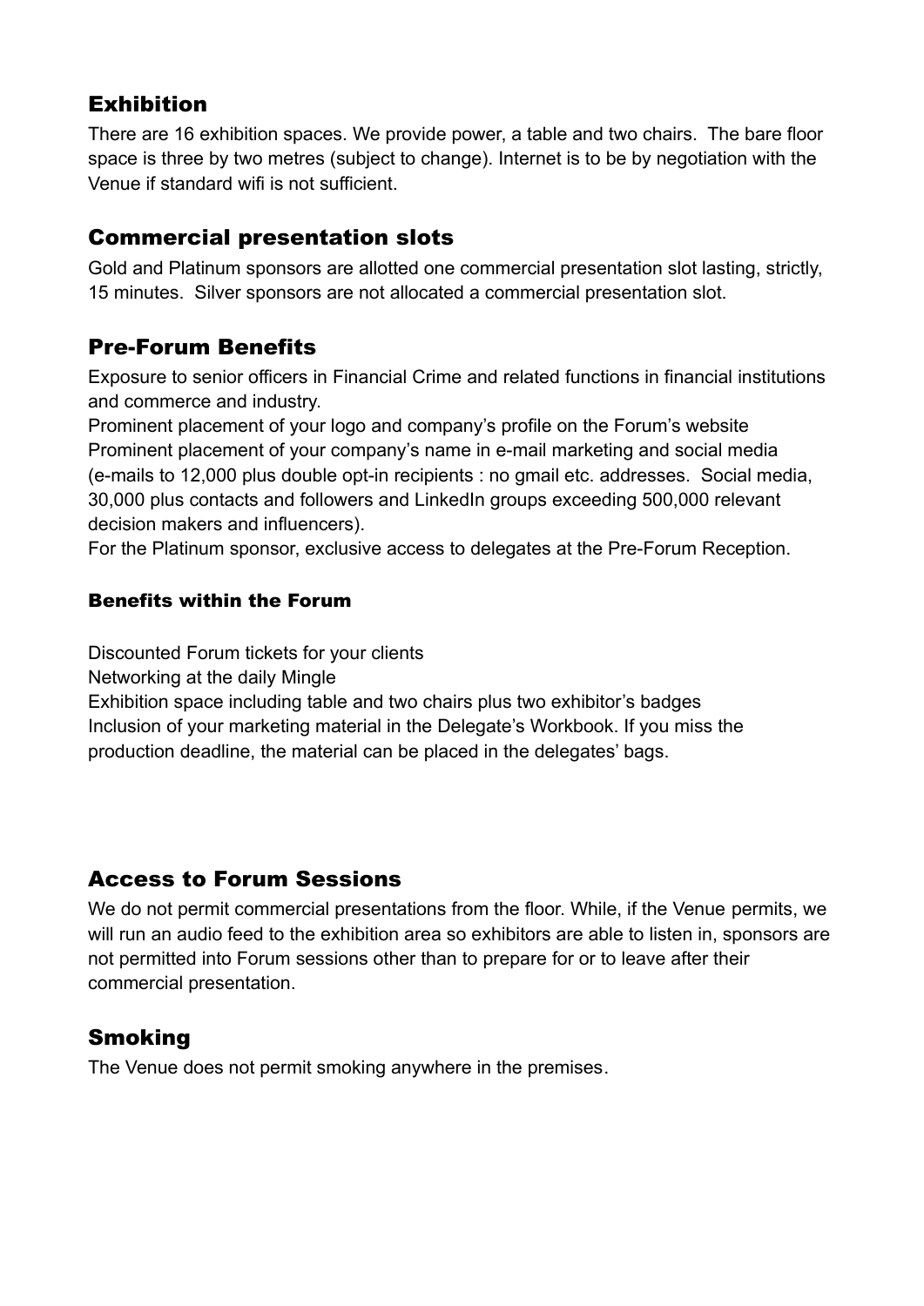## Exhibition

There are 16 exhibition spaces. We provide power, a table and two chairs. The bare floor space is three by two metres (subject to change). Internet is to be by negotiation with the Venue if standard wifi is not sufficient.

## Commercial presentation slots

Gold and Platinum sponsors are allotted one commercial presentation slot lasting, strictly, 15 minutes. Silver sponsors are not allocated a commercial presentation slot.

## Pre-Forum Benefits

Exposure to senior officers in Financial Crime and related functions in financial institutions and commerce and industry.

Prominent placement of your logo and company's profile on the Forum's website

Prominent placement of your company's name in e-mail marketing and social media (e-mails to 12,000 plus double opt-in recipients : no gmail etc. addresses. Social media, 30,000 plus contacts and followers and LinkedIn groups exceeding 500,000 relevant decision makers and influencers).

For the Platinum sponsor, exclusive access to delegates at the Pre-Forum Reception.

### Benefits within the Forum

Discounted Forum tickets for your clients

Networking at the daily Mingle

Exhibition space including table and two chairs plus two exhibitor's badges

Inclusion of your marketing material in the Delegate's Workbook. If you miss the production deadline, the material can be placed in the delegates' bags.

## Access to Forum Sessions

We do not permit commercial presentations from the floor. While, if the Venue permits, we will run an audio feed to the exhibition area so exhibitors are able to listen in, sponsors are not permitted into Forum sessions other than to prepare for or to leave after their commercial presentation.

## Smoking

The Venue does not permit smoking anywhere in the premises.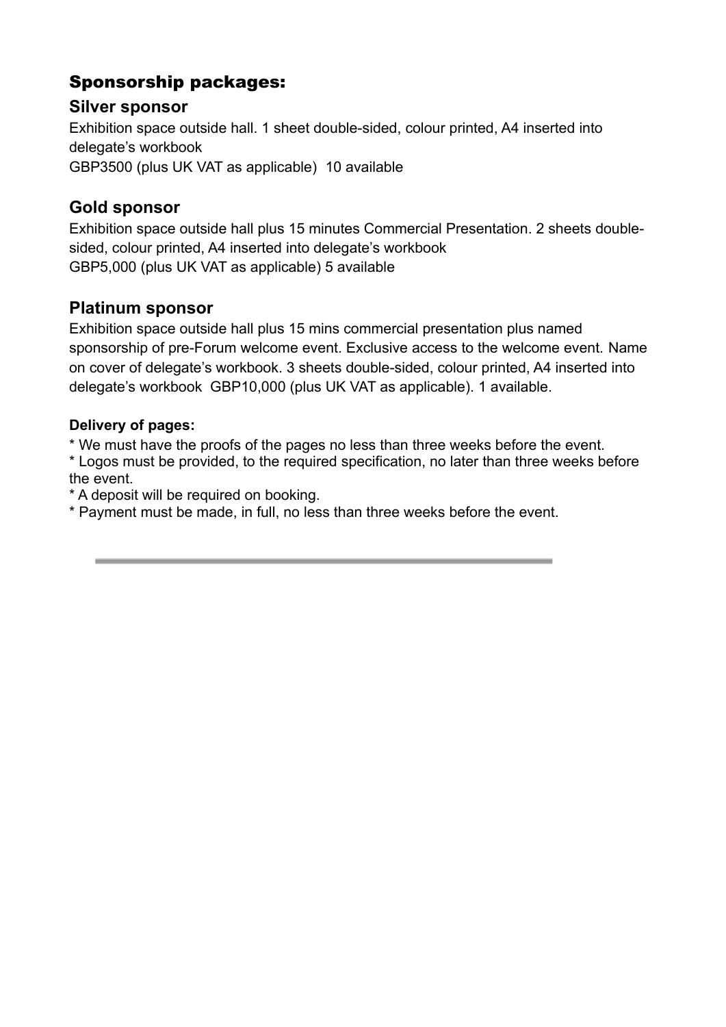## Sponsorship packages:

### Silver sponsor

Exhibition space outside hall. 1 sheet double-sided, colour printed, A4 inserted into delegate's workbook
GBP3500 (plus UK VAT as applicable)  10 available

### Gold sponsor

Exhibition space outside hall plus 15 minutes Commercial Presentation. 2 sheets double-sided, colour printed, A4 inserted into delegate's workbook
GBP5,000 (plus UK VAT as applicable) 5 available

### Platinum sponsor

Exhibition space outside hall plus 15 mins commercial presentation plus named sponsorship of pre-Forum welcome event. Exclusive access to the welcome event. Name on cover of delegate's workbook. 3 sheets double-sided, colour printed, A4 inserted into delegate's workbook  GBP10,000 (plus UK VAT as applicable). 1 available.

**Delivery of pages:**

* We must have the proofs of the pages no less than three weeks before the event.
* Logos must be provided, to the required specification, no later than three weeks before the event.
* A deposit will be required on booking.
* Payment must be made, in full, no less than three weeks before the event.